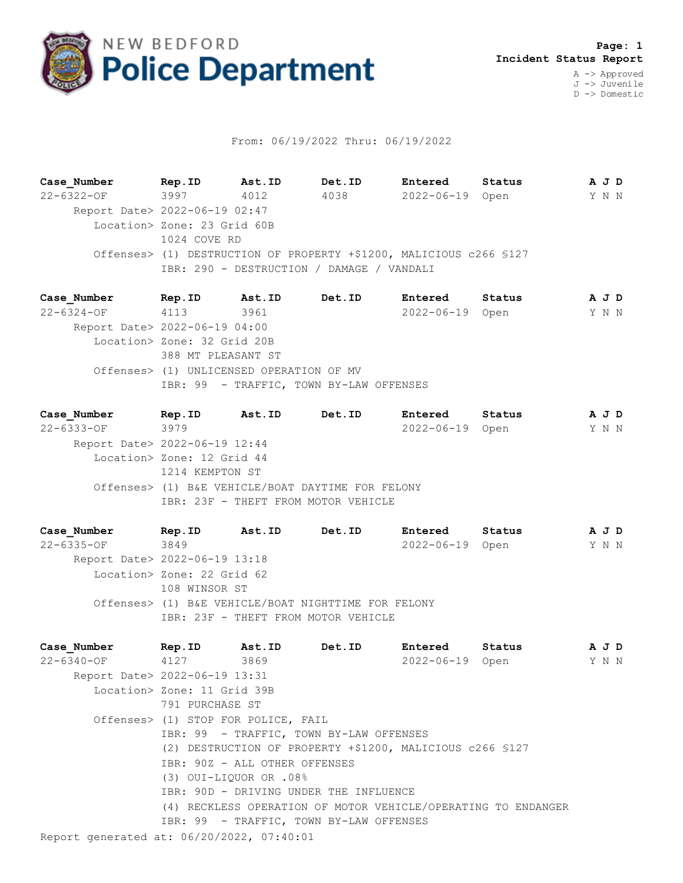# NEW BEDFORD Police Department

**Page: 1**
**Incident Status Report**

A -> Approved
J -> Juvenile
D -> Domestic

From: 06/19/2022 Thru: 06/19/2022

| Case_Number | Rep.ID | Ast.ID | Det.ID | Entered | Status | A J D |
|---|---|---|---|---|---|---|
| 22-6322-OF | 3997 | 4012 | 4038 | 2022-06-19 | Open | Y N N |

Report Date> 2022-06-19 02:47
Location> Zone: 23 Grid 60B
1024 COVE RD
Offenses> (1) DESTRUCTION OF PROPERTY +$1200, MALICIOUS c266 §127
IBR: 290 - DESTRUCTION / DAMAGE / VANDALI

| Case_Number | Rep.ID | Ast.ID | Det.ID | Entered | Status | A J D |
|---|---|---|---|---|---|---|
| 22-6324-OF | 4113 | 3961 | | 2022-06-19 | Open | Y N N |

Report Date> 2022-06-19 04:00
Location> Zone: 32 Grid 20B
388 MT PLEASANT ST
Offenses> (1) UNLICENSED OPERATION OF MV
IBR: 99 - TRAFFIC, TOWN BY-LAW OFFENSES

| Case_Number | Rep.ID | Ast.ID | Det.ID | Entered | Status | A J D |
|---|---|---|---|---|---|---|
| 22-6333-OF | 3979 | | | 2022-06-19 | Open | Y N N |

Report Date> 2022-06-19 12:44
Location> Zone: 12 Grid 44
1214 KEMPTON ST
Offenses> (1) B&E VEHICLE/BOAT DAYTIME FOR FELONY
IBR: 23F - THEFT FROM MOTOR VEHICLE

| Case_Number | Rep.ID | Ast.ID | Det.ID | Entered | Status | A J D |
|---|---|---|---|---|---|---|
| 22-6335-OF | 3849 | | | 2022-06-19 | Open | Y N N |

Report Date> 2022-06-19 13:18
Location> Zone: 22 Grid 62
108 WINSOR ST
Offenses> (1) B&E VEHICLE/BOAT NIGHTTIME FOR FELONY
IBR: 23F - THEFT FROM MOTOR VEHICLE

| Case_Number | Rep.ID | Ast.ID | Det.ID | Entered | Status | A J D |
|---|---|---|---|---|---|---|
| 22-6340-OF | 4127 | 3869 | | 2022-06-19 | Open | Y N N |

Report Date> 2022-06-19 13:31
Location> Zone: 11 Grid 39B
791 PURCHASE ST
Offenses> (1) STOP FOR POLICE, FAIL
IBR: 99 - TRAFFIC, TOWN BY-LAW OFFENSES
(2) DESTRUCTION OF PROPERTY +$1200, MALICIOUS c266 §127
IBR: 90Z - ALL OTHER OFFENSES
(3) OUI-LIQUOR OR .08%
IBR: 90D - DRIVING UNDER THE INFLUENCE
(4) RECKLESS OPERATION OF MOTOR VEHICLE/OPERATING TO ENDANGER
IBR: 99 - TRAFFIC, TOWN BY-LAW OFFENSES

Report generated at: 06/20/2022, 07:40:01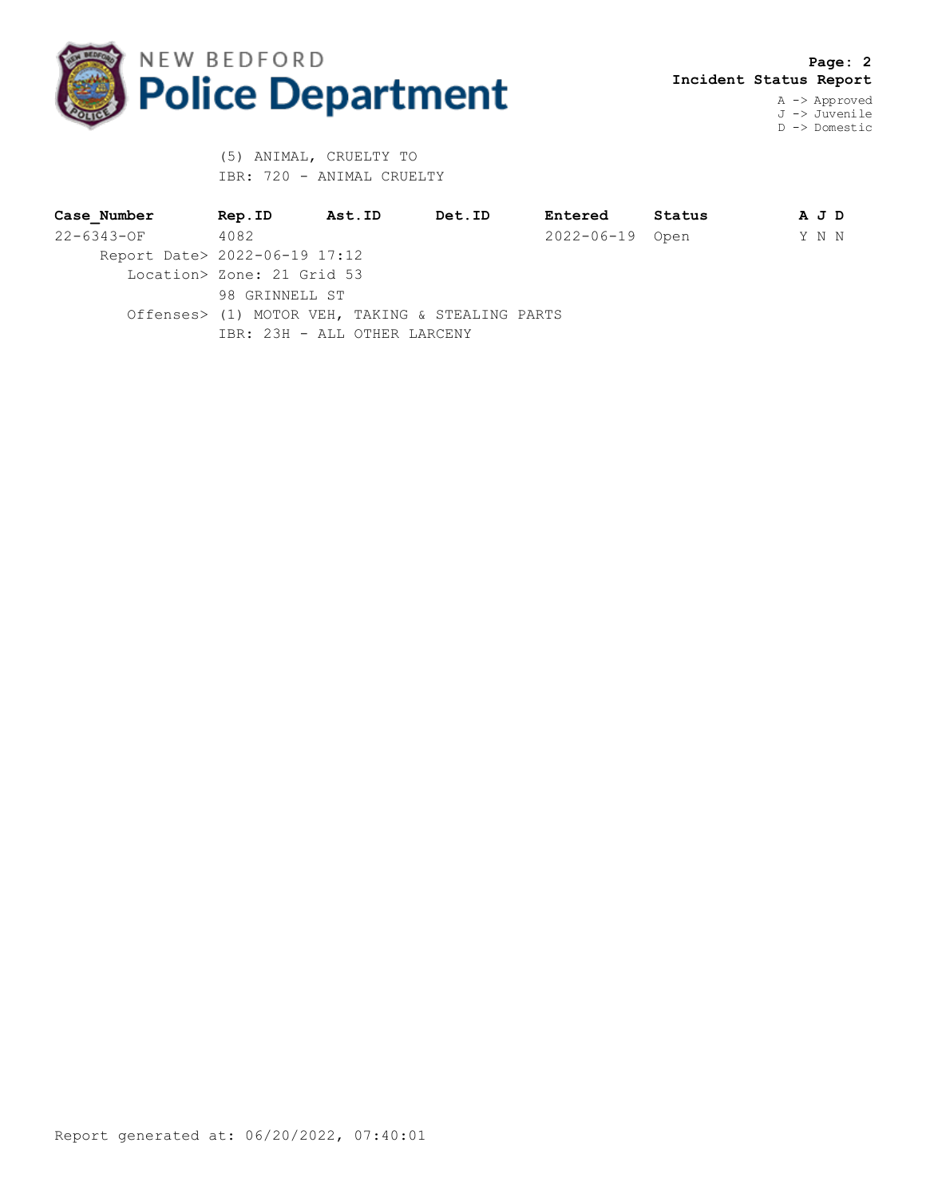(5) ANIMAL, CRUELTY TO
IBR: 720 - ANIMAL CRUELTY

| Case_Number | Rep.ID | Ast.ID | Det.ID | Entered | Status | A | J | D |
|---|---|---|---|---|---|---|---|---|
| 22-6343-OF | 4082 | | | 2022-06-19 | Open | Y | N | N |

Report Date> 2022-06-19 17:12
Location> Zone: 21 Grid 53
98 GRINNELL ST
Offenses> (1) MOTOR VEH, TAKING & STEALING PARTS
IBR: 23H - ALL OTHER LARCENY

Report generated at: 06/20/2022, 07:40:01